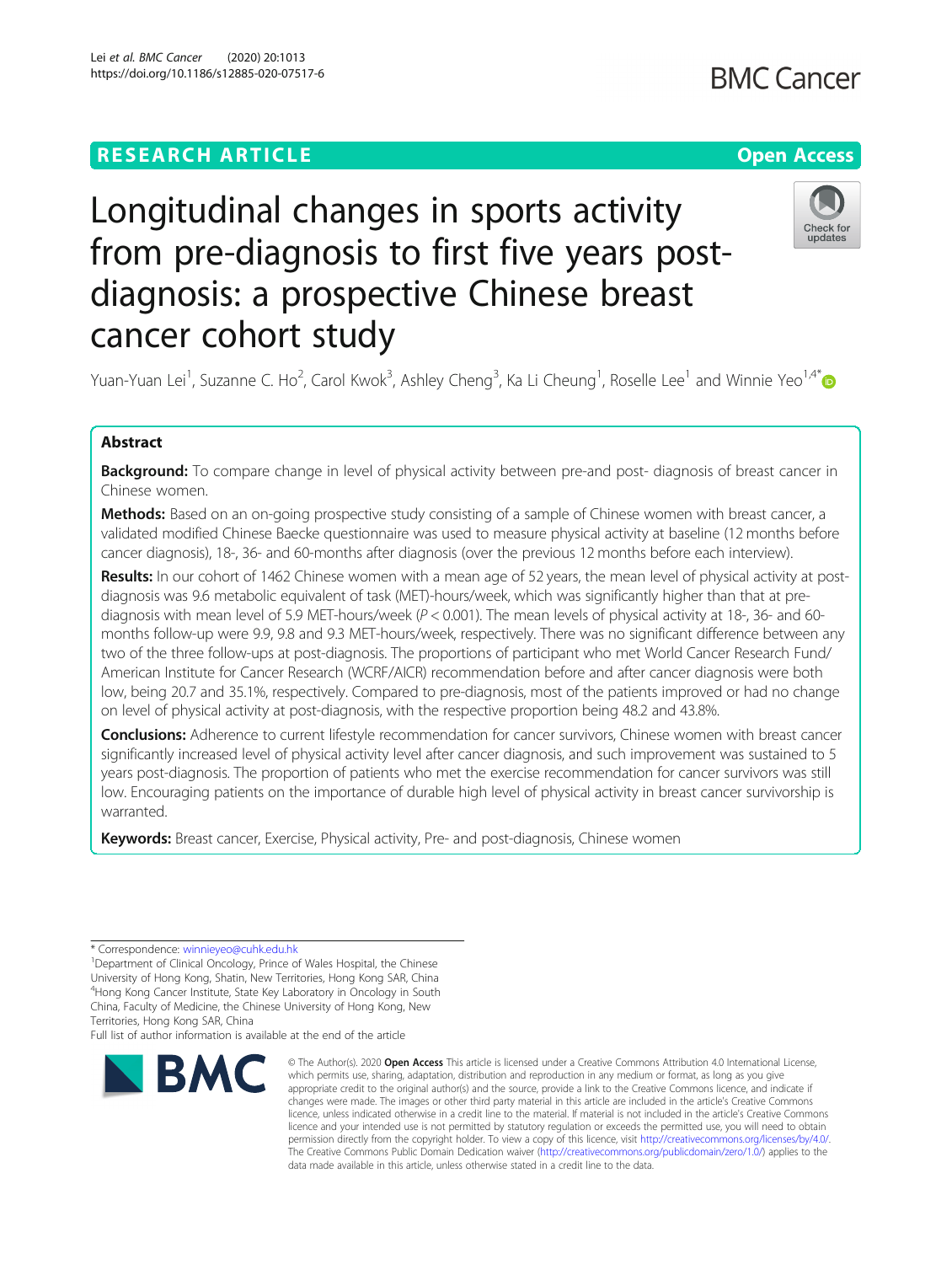RESEARCH ARTICLE

Open Access

# Longitudinal changes in sports activity from pre-diagnosis to first five years post-diagnosis: a prospective Chinese breast cancer cohort study

Yuan-Yuan Lei[1], Suzanne C. Ho[2], Carol Kwok[3], Ashley Cheng[3], Ka Li Cheung[1], Roselle Lee[1] and Winnie Yeo[1,4*]

## Abstract

**Background:** To compare change in level of physical activity between pre-and post- diagnosis of breast cancer in Chinese women.

**Methods:** Based on an on-going prospective study consisting of a sample of Chinese women with breast cancer, a validated modified Chinese Baecke questionnaire was used to measure physical activity at baseline (12 months before cancer diagnosis), 18-, 36- and 60-months after diagnosis (over the previous 12 months before each interview).

**Results:** In our cohort of 1462 Chinese women with a mean age of 52 years, the mean level of physical activity at post-diagnosis was 9.6 metabolic equivalent of task (MET)-hours/week, which was significantly higher than that at pre-diagnosis with mean level of 5.9 MET-hours/week ($P < 0.001$). The mean levels of physical activity at 18-, 36- and 60-months follow-up were 9.9, 9.8 and 9.3 MET-hours/week, respectively. There was no significant difference between any two of the three follow-ups at post-diagnosis. The proportions of participant who met World Cancer Research Fund/American Institute for Cancer Research (WCRF/AICR) recommendation before and after cancer diagnosis were both low, being 20.7 and 35.1%, respectively. Compared to pre-diagnosis, most of the patients improved or had no change on level of physical activity at post-diagnosis, with the respective proportion being 48.2 and 43.8%.

**Conclusions:** Adherence to current lifestyle recommendation for cancer survivors, Chinese women with breast cancer significantly increased level of physical activity level after cancer diagnosis, and such improvement was sustained to 5 years post-diagnosis. The proportion of patients who met the exercise recommendation for cancer survivors was still low. Encouraging patients on the importance of durable high level of physical activity in breast cancer survivorship is warranted.

**Keywords:** Breast cancer, Exercise, Physical activity, Pre- and post-diagnosis, Chinese women

---

* Correspondence: winnieyeo@cuhk.edu.hk
[1]Department of Clinical Oncology, Prince of Wales Hospital, the Chinese University of Hong Kong, Shatin, New Territories, Hong Kong SAR, China
[4]Hong Kong Cancer Institute, State Key Laboratory in Oncology in South China, Faculty of Medicine, the Chinese University of Hong Kong, New Territories, Hong Kong SAR, China
Full list of author information is available at the end of the article

© The Author(s). 2020 **Open Access** This article is licensed under a Creative Commons Attribution 4.0 International License, which permits use, sharing, adaptation, distribution and reproduction in any medium or format, as long as you give appropriate credit to the original author(s) and the source, provide a link to the Creative Commons licence, and indicate if changes were made. The images or other third party material in this article are included in the article's Creative Commons licence, unless indicated otherwise in a credit line to the material. If material is not included in the article's Creative Commons licence and your intended use is not permitted by statutory regulation or exceeds the permitted use, you will need to obtain permission directly from the copyright holder. To view a copy of this licence, visit http://creativecommons.org/licenses/by/4.0/. The Creative Commons Public Domain Dedication waiver (http://creativecommons.org/publicdomain/zero/1.0/) applies to the data made available in this article, unless otherwise stated in a credit line to the data.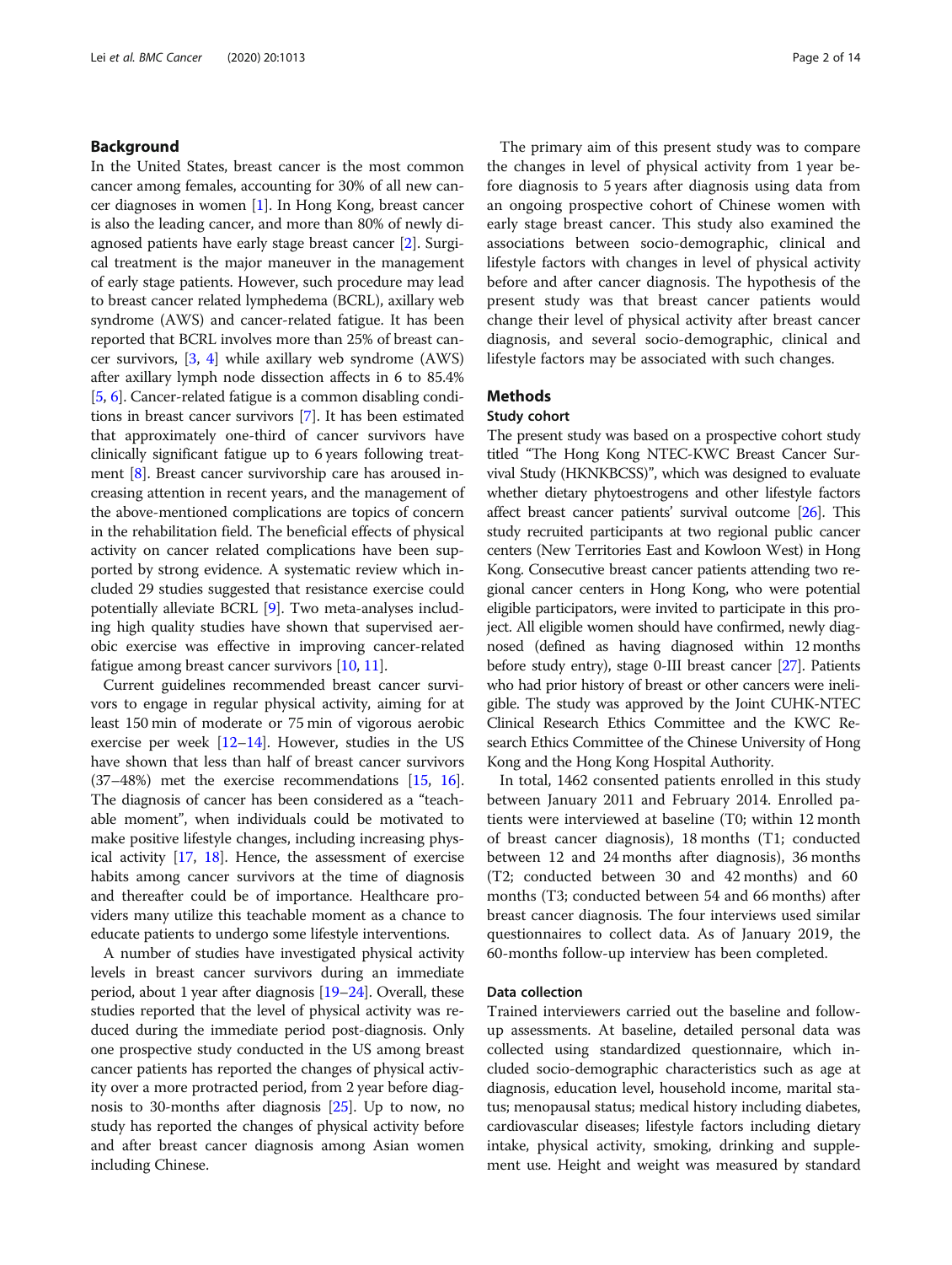## Background

In the United States, breast cancer is the most common cancer among females, accounting for 30% of all new cancer diagnoses in women [1]. In Hong Kong, breast cancer is also the leading cancer, and more than 80% of newly diagnosed patients have early stage breast cancer [2]. Surgical treatment is the major maneuver in the management of early stage patients. However, such procedure may lead to breast cancer related lymphedema (BCRL), axillary web syndrome (AWS) and cancer-related fatigue. It has been reported that BCRL involves more than 25% of breast cancer survivors, [3, 4] while axillary web syndrome (AWS) after axillary lymph node dissection affects in 6 to 85.4% [5, 6]. Cancer-related fatigue is a common disabling conditions in breast cancer survivors [7]. It has been estimated that approximately one-third of cancer survivors have clinically significant fatigue up to 6 years following treatment [8]. Breast cancer survivorship care has aroused increasing attention in recent years, and the management of the above-mentioned complications are topics of concern in the rehabilitation field. The beneficial effects of physical activity on cancer related complications have been supported by strong evidence. A systematic review which included 29 studies suggested that resistance exercise could potentially alleviate BCRL [9]. Two meta-analyses including high quality studies have shown that supervised aerobic exercise was effective in improving cancer-related fatigue among breast cancer survivors [10, 11].

Current guidelines recommended breast cancer survivors to engage in regular physical activity, aiming for at least 150 min of moderate or 75 min of vigorous aerobic exercise per week [12–14]. However, studies in the US have shown that less than half of breast cancer survivors (37–48%) met the exercise recommendations [15, 16]. The diagnosis of cancer has been considered as a "teachable moment", when individuals could be motivated to make positive lifestyle changes, including increasing physical activity [17, 18]. Hence, the assessment of exercise habits among cancer survivors at the time of diagnosis and thereafter could be of importance. Healthcare providers many utilize this teachable moment as a chance to educate patients to undergo some lifestyle interventions.

A number of studies have investigated physical activity levels in breast cancer survivors during an immediate period, about 1 year after diagnosis [19–24]. Overall, these studies reported that the level of physical activity was reduced during the immediate period post-diagnosis. Only one prospective study conducted in the US among breast cancer patients has reported the changes of physical activity over a more protracted period, from 2 year before diagnosis to 30-months after diagnosis [25]. Up to now, no study has reported the changes of physical activity before and after breast cancer diagnosis among Asian women including Chinese.

The primary aim of this present study was to compare the changes in level of physical activity from 1 year before diagnosis to 5 years after diagnosis using data from an ongoing prospective cohort of Chinese women with early stage breast cancer. This study also examined the associations between socio-demographic, clinical and lifestyle factors with changes in level of physical activity before and after cancer diagnosis. The hypothesis of the present study was that breast cancer patients would change their level of physical activity after breast cancer diagnosis, and several socio-demographic, clinical and lifestyle factors may be associated with such changes.

## Methods

### Study cohort

The present study was based on a prospective cohort study titled "The Hong Kong NTEC-KWC Breast Cancer Survival Study (HKNKBCSS)", which was designed to evaluate whether dietary phytoestrogens and other lifestyle factors affect breast cancer patients' survival outcome [26]. This study recruited participants at two regional public cancer centers (New Territories East and Kowloon West) in Hong Kong. Consecutive breast cancer patients attending two regional cancer centers in Hong Kong, who were potential eligible participators, were invited to participate in this project. All eligible women should have confirmed, newly diagnosed (defined as having diagnosed within 12 months before study entry), stage 0-III breast cancer [27]. Patients who had prior history of breast or other cancers were ineligible. The study was approved by the Joint CUHK-NTEC Clinical Research Ethics Committee and the KWC Research Ethics Committee of the Chinese University of Hong Kong and the Hong Kong Hospital Authority.

In total, 1462 consented patients enrolled in this study between January 2011 and February 2014. Enrolled patients were interviewed at baseline (T0; within 12 month of breast cancer diagnosis), 18 months (T1; conducted between 12 and 24 months after diagnosis), 36 months (T2; conducted between 30 and 42 months) and 60 months (T3; conducted between 54 and 66 months) after breast cancer diagnosis. The four interviews used similar questionnaires to collect data. As of January 2019, the 60-months follow-up interview has been completed.

### Data collection

Trained interviewers carried out the baseline and follow-up assessments. At baseline, detailed personal data was collected using standardized questionnaire, which included socio-demographic characteristics such as age at diagnosis, education level, household income, marital status; menopausal status; medical history including diabetes, cardiovascular diseases; lifestyle factors including dietary intake, physical activity, smoking, drinking and supplement use. Height and weight was measured by standard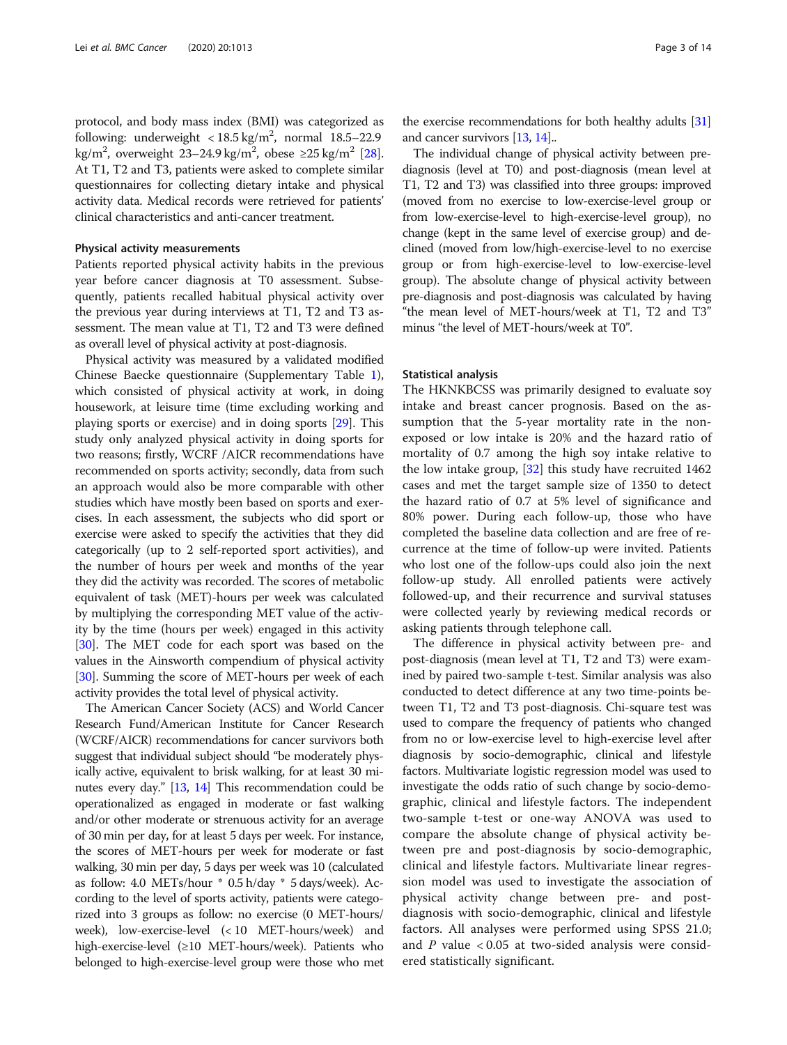protocol, and body mass index (BMI) was categorized as following: underweight $< 18.5\ kg/m^2$, normal 18.5–22.9 $kg/m^2$, overweight 23–24.9 $kg/m^2$, obese $\geq 25\ kg/m^2$ [28]. At T1, T2 and T3, patients were asked to complete similar questionnaires for collecting dietary intake and physical activity data. Medical records were retrieved for patients' clinical characteristics and anti-cancer treatment.

### Physical activity measurements

Patients reported physical activity habits in the previous year before cancer diagnosis at T0 assessment. Subsequently, patients recalled habitual physical activity over the previous year during interviews at T1, T2 and T3 assessment. The mean value at T1, T2 and T3 were defined as overall level of physical activity at post-diagnosis.

Physical activity was measured by a validated modified Chinese Baecke questionnaire (Supplementary Table 1), which consisted of physical activity at work, in doing housework, at leisure time (time excluding working and playing sports or exercise) and in doing sports [29]. This study only analyzed physical activity in doing sports for two reasons; firstly, WCRF /AICR recommendations have recommended on sports activity; secondly, data from such an approach would also be more comparable with other studies which have mostly been based on sports and exercises. In each assessment, the subjects who did sport or exercise were asked to specify the activities that they did categorically (up to 2 self-reported sport activities), and the number of hours per week and months of the year they did the activity was recorded. The scores of metabolic equivalent of task (MET)-hours per week was calculated by multiplying the corresponding MET value of the activity by the time (hours per week) engaged in this activity [30]. The MET code for each sport was based on the values in the Ainsworth compendium of physical activity [30]. Summing the score of MET-hours per week of each activity provides the total level of physical activity.

The American Cancer Society (ACS) and World Cancer Research Fund/American Institute for Cancer Research (WCRF/AICR) recommendations for cancer survivors both suggest that individual subject should "be moderately physically active, equivalent to brisk walking, for at least 30 minutes every day." [13, 14] This recommendation could be operationalized as engaged in moderate or fast walking and/or other moderate or strenuous activity for an average of 30 min per day, for at least 5 days per week. For instance, the scores of MET-hours per week for moderate or fast walking, 30 min per day, 5 days per week was 10 (calculated as follow: 4.0 METs/hour * 0.5 h/day * 5 days/week). According to the level of sports activity, patients were categorized into 3 groups as follow: no exercise (0 MET-hours/week), low-exercise-level (< 10 MET-hours/week) and high-exercise-level (≥10 MET-hours/week). Patients who belonged to high-exercise-level group were those who met the exercise recommendations for both healthy adults [31] and cancer survivors [13, 14]..

The individual change of physical activity between pre-diagnosis (level at T0) and post-diagnosis (mean level at T1, T2 and T3) was classified into three groups: improved (moved from no exercise to low-exercise-level group or from low-exercise-level to high-exercise-level group), no change (kept in the same level of exercise group) and declined (moved from low/high-exercise-level to no exercise group or from high-exercise-level to low-exercise-level group). The absolute change of physical activity between pre-diagnosis and post-diagnosis was calculated by having "the mean level of MET-hours/week at T1, T2 and T3" minus "the level of MET-hours/week at T0".

### Statistical analysis

The HKNKBCSS was primarily designed to evaluate soy intake and breast cancer prognosis. Based on the assumption that the 5-year mortality rate in the non-exposed or low intake is 20% and the hazard ratio of mortality of 0.7 among the high soy intake relative to the low intake group, [32] this study have recruited 1462 cases and met the target sample size of 1350 to detect the hazard ratio of 0.7 at 5% level of significance and 80% power. During each follow-up, those who have completed the baseline data collection and are free of recurrence at the time of follow-up were invited. Patients who lost one of the follow-ups could also join the next follow-up study. All enrolled patients were actively followed-up, and their recurrence and survival statuses were collected yearly by reviewing medical records or asking patients through telephone call.

The difference in physical activity between pre- and post-diagnosis (mean level at T1, T2 and T3) were examined by paired two-sample t-test. Similar analysis was also conducted to detect difference at any two time-points between T1, T2 and T3 post-diagnosis. Chi-square test was used to compare the frequency of patients who changed from no or low-exercise level to high-exercise level after diagnosis by socio-demographic, clinical and lifestyle factors. Multivariate logistic regression model was used to investigate the odds ratio of such change by socio-demographic, clinical and lifestyle factors. The independent two-sample t-test or one-way ANOVA was used to compare the absolute change of physical activity between pre and post-diagnosis by socio-demographic, clinical and lifestyle factors. Multivariate linear regression model was used to investigate the association of physical activity change between pre- and post-diagnosis with socio-demographic, clinical and lifestyle factors. All analyses were performed using SPSS 21.0; and $P$ value $< 0.05$ at two-sided analysis were considered statistically significant.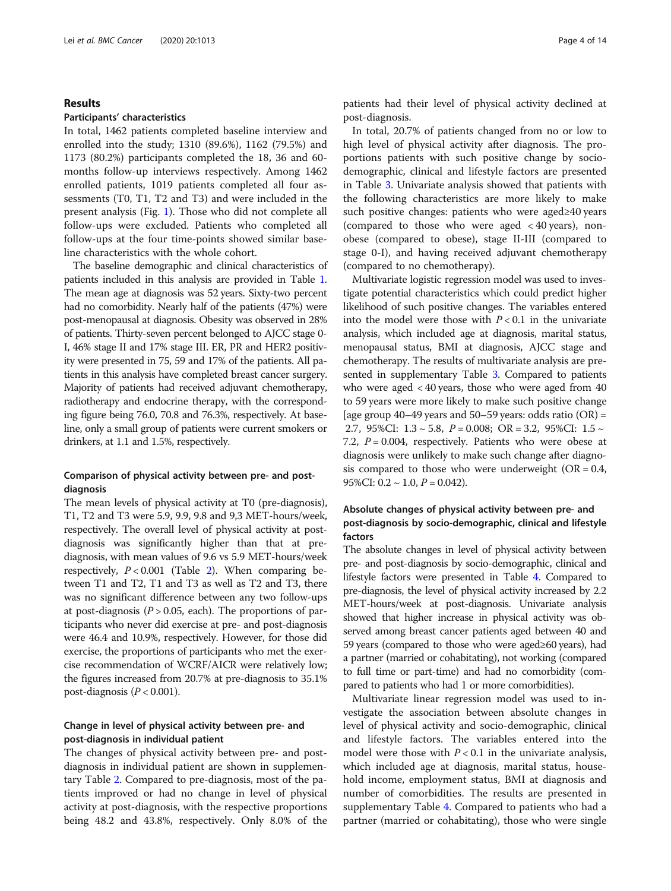## Results

### Participants' characteristics

In total, 1462 patients completed baseline interview and enrolled into the study; 1310 (89.6%), 1162 (79.5%) and 1173 (80.2%) participants completed the 18, 36 and 60-months follow-up interviews respectively. Among 1462 enrolled patients, 1019 patients completed all four assessments (T0, T1, T2 and T3) and were included in the present analysis (Fig. 1). Those who did not complete all follow-ups were excluded. Patients who completed all follow-ups at the four time-points showed similar baseline characteristics with the whole cohort.

The baseline demographic and clinical characteristics of patients included in this analysis are provided in Table 1. The mean age at diagnosis was 52 years. Sixty-two percent had no comorbidity. Nearly half of the patients (47%) were post-menopausal at diagnosis. Obesity was observed in 28% of patients. Thirty-seven percent belonged to AJCC stage 0-I, 46% stage II and 17% stage III. ER, PR and HER2 positivity were presented in 75, 59 and 17% of the patients. All patients in this analysis have completed breast cancer surgery. Majority of patients had received adjuvant chemotherapy, radiotherapy and endocrine therapy, with the corresponding figure being 76.0, 70.8 and 76.3%, respectively. At baseline, only a small group of patients were current smokers or drinkers, at 1.1 and 1.5%, respectively.

### Comparison of physical activity between pre- and post-diagnosis

The mean levels of physical activity at T0 (pre-diagnosis), T1, T2 and T3 were 5.9, 9.9, 9.8 and 9,3 MET-hours/week, respectively. The overall level of physical activity at post-diagnosis was significantly higher than that at pre-diagnosis, with mean values of 9.6 vs 5.9 MET-hours/week respectively, $P < 0.001$ (Table 2). When comparing between T1 and T2, T1 and T3 as well as T2 and T3, there was no significant difference between any two follow-ups at post-diagnosis ($P > 0.05$, each). The proportions of participants who never did exercise at pre- and post-diagnosis were 46.4 and 10.9%, respectively. However, for those did exercise, the proportions of participants who met the exercise recommendation of WCRF/AICR were relatively low; the figures increased from 20.7% at pre-diagnosis to 35.1% post-diagnosis ($P < 0.001$).

### Change in level of physical activity between pre- and post-diagnosis in individual patient

The changes of physical activity between pre- and post-diagnosis in individual patient are shown in supplementary Table 2. Compared to pre-diagnosis, most of the patients improved or had no change in level of physical activity at post-diagnosis, with the respective proportions being 48.2 and 43.8%, respectively. Only 8.0% of the patients had their level of physical activity declined at post-diagnosis.

In total, 20.7% of patients changed from no or low to high level of physical activity after diagnosis. The proportions patients with such positive change by socio-demographic, clinical and lifestyle factors are presented in Table 3. Univariate analysis showed that patients with the following characteristics are more likely to make such positive changes: patients who were aged≥40 years (compared to those who were aged < 40 years), non-obese (compared to obese), stage II-III (compared to stage 0-I), and having received adjuvant chemotherapy (compared to no chemotherapy).

Multivariate logistic regression model was used to investigate potential characteristics which could predict higher likelihood of such positive changes. The variables entered into the model were those with $P < 0.1$ in the univariate analysis, which included age at diagnosis, marital status, menopausal status, BMI at diagnosis, AJCC stage and chemotherapy. The results of multivariate analysis are presented in supplementary Table 3. Compared to patients who were aged < 40 years, those who were aged from 40 to 59 years were more likely to make such positive change [age group 40–49 years and 50–59 years: odds ratio (OR) = 2.7, 95%CI: 1.3 ~ 5.8, $P = 0.008$; OR = 3.2, 95%CI: 1.5 ~ 7.2, $P = 0.004$, respectively. Patients who were obese at diagnosis were unlikely to make such change after diagnosis compared to those who were underweight (OR = 0.4, 95%CI: 0.2 ~ 1.0, $P = 0.042$).

### Absolute changes of physical activity between pre- and post-diagnosis by socio-demographic, clinical and lifestyle factors

The absolute changes in level of physical activity between pre- and post-diagnosis by socio-demographic, clinical and lifestyle factors were presented in Table 4. Compared to pre-diagnosis, the level of physical activity increased by 2.2 MET-hours/week at post-diagnosis. Univariate analysis showed that higher increase in physical activity was observed among breast cancer patients aged between 40 and 59 years (compared to those who were aged≥60 years), had a partner (married or cohabitating), not working (compared to full time or part-time) and had no comorbidity (compared to patients who had 1 or more comorbidities).

Multivariate linear regression model was used to investigate the association between absolute changes in level of physical activity and socio-demographic, clinical and lifestyle factors. The variables entered into the model were those with $P < 0.1$ in the univariate analysis, which included age at diagnosis, marital status, household income, employment status, BMI at diagnosis and number of comorbidities. The results are presented in supplementary Table 4. Compared to patients who had a partner (married or cohabitating), those who were single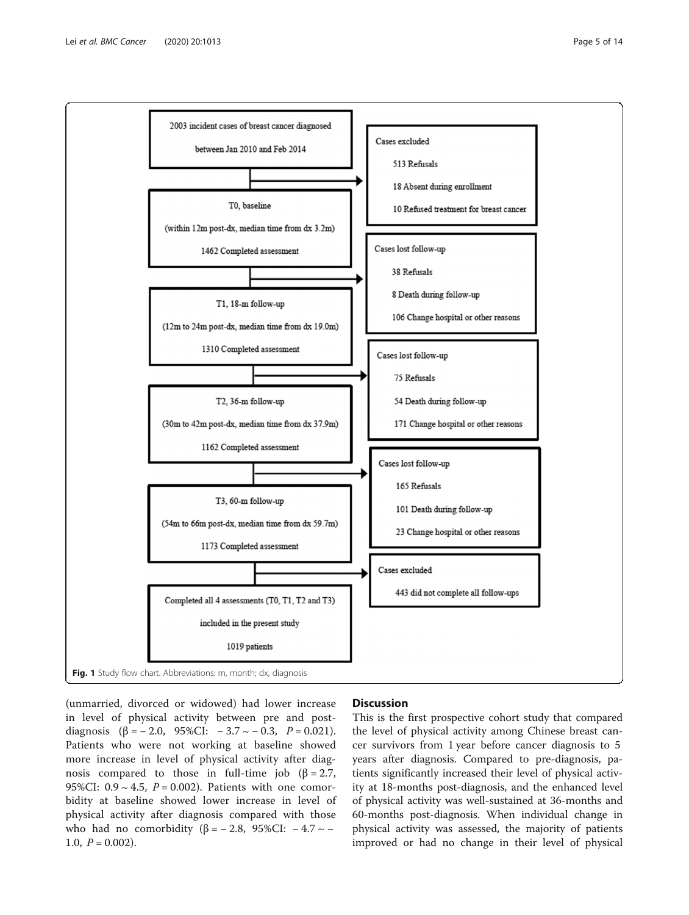2003 incident cases of breast cancer diagnosed between Jan 2010 and Feb 2014

Cases excluded
- 513 Refusals
- 18 Absent during enrollment
- 10 Refused treatment for breast cancer

T0, baseline (within 12m post-dx, median time from dx 3.2m) 1462 Completed assessment

Cases lost follow-up
- 38 Refusals
- 8 Death during follow-up
- 106 Change hospital or other reasons

T1, 18-m follow-up (12m to 24m post-dx, median time from dx 19.0m) 1310 Completed assessment

Cases lost follow-up
- 75 Refusals
- 54 Death during follow-up
- 171 Change hospital or other reasons

T2, 36-m follow-up (30m to 42m post-dx, median time from dx 37.9m) 1162 Completed assessment

Cases lost follow-up
- 165 Refusals
- 101 Death during follow-up
- 23 Change hospital or other reasons

T3, 60-m follow-up (54m to 66m post-dx, median time from dx 59.7m) 1173 Completed assessment

Cases excluded
- 443 did not complete all follow-ups

Completed all 4 assessments (T0, T1, T2 and T3) included in the present study 1019 patients

**Fig. 1** Study flow chart. Abbreviations: m, month; dx, diagnosis

(unmarried, divorced or widowed) had lower increase in level of physical activity between pre and post-diagnosis ($\beta = -2.0$, 95%CI: $-3.7 \sim -0.3$, $P = 0.021$). Patients who were not working at baseline showed more increase in level of physical activity after diagnosis compared to those in full-time job ($\beta = 2.7$, 95%CI: $0.9 \sim 4.5$, $P = 0.002$). Patients with one comorbidity at baseline showed lower increase in level of physical activity after diagnosis compared with those who had no comorbidity ($\beta = -2.8$, 95%CI: $-4.7 \sim -1.0$, $P = 0.002$).

## Discussion

This is the first prospective cohort study that compared the level of physical activity among Chinese breast cancer survivors from 1 year before cancer diagnosis to 5 years after diagnosis. Compared to pre-diagnosis, patients significantly increased their level of physical activity at 18-months post-diagnosis, and the enhanced level of physical activity was well-sustained at 36-months and 60-months post-diagnosis. When individual change in physical activity was assessed, the majority of patients improved or had no change in their level of physical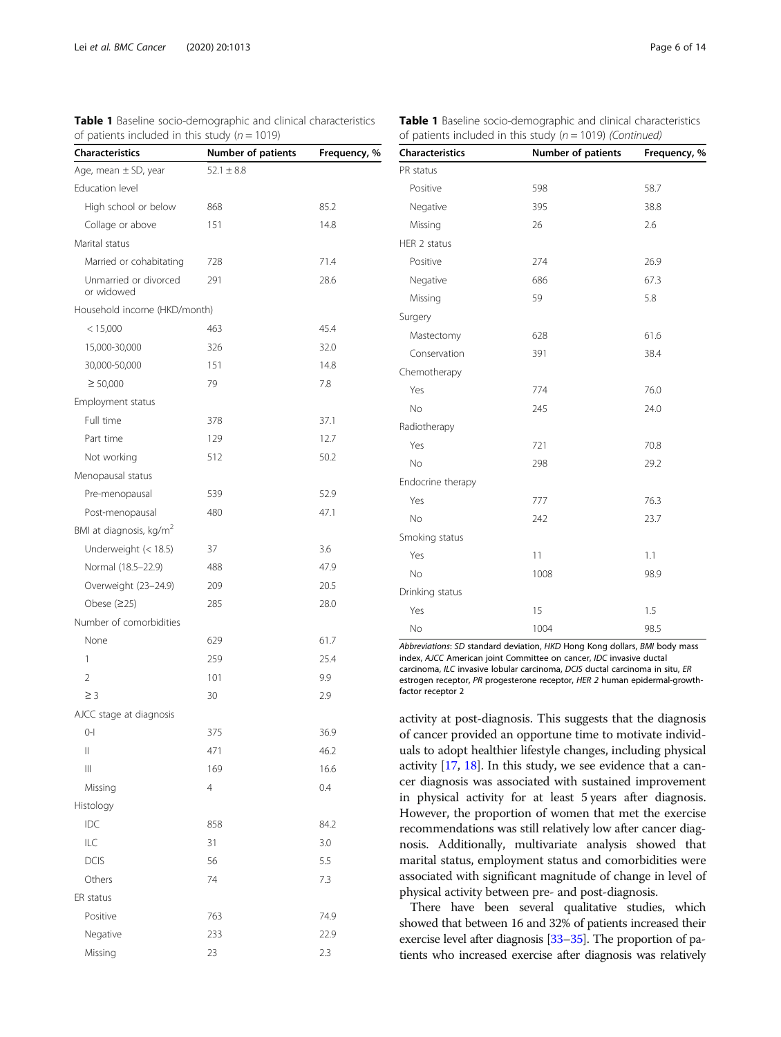**Table 1** Baseline socio-demographic and clinical characteristics of patients included in this study (*n* = 1019)

| Characteristics | Number of patients | Frequency, % |
|---|---|---|
| Age, mean ± SD, year | 52.1 ± 8.8 | |
| Education level | | |
| High school or below | 868 | 85.2 |
| Collage or above | 151 | 14.8 |
| Marital status | | |
| Married or cohabitating | 728 | 71.4 |
| Unmarried or divorced or widowed | 291 | 28.6 |
| Household income (HKD/month) | | |
| < 15,000 | 463 | 45.4 |
| 15,000-30,000 | 326 | 32.0 |
| 30,000-50,000 | 151 | 14.8 |
| ≥ 50,000 | 79 | 7.8 |
| Employment status | | |
| Full time | 378 | 37.1 |
| Part time | 129 | 12.7 |
| Not working | 512 | 50.2 |
| Menopausal status | | |
| Pre-menopausal | 539 | 52.9 |
| Post-menopausal | 480 | 47.1 |
| BMI at diagnosis, kg/m$^2$ | | |
| Underweight (< 18.5) | 37 | 3.6 |
| Normal (18.5–22.9) | 488 | 47.9 |
| Overweight (23–24.9) | 209 | 20.5 |
| Obese (≥25) | 285 | 28.0 |
| Number of comorbidities | | |
| None | 629 | 61.7 |
| 1 | 259 | 25.4 |
| 2 | 101 | 9.9 |
| ≥ 3 | 30 | 2.9 |
| AJCC stage at diagnosis | | |
| 0-I | 375 | 36.9 |
| II | 471 | 46.2 |
| III | 169 | 16.6 |
| Missing | 4 | 0.4 |
| Histology | | |
| IDC | 858 | 84.2 |
| ILC | 31 | 3.0 |
| DCIS | 56 | 5.5 |
| Others | 74 | 7.3 |
| ER status | | |
| Positive | 763 | 74.9 |
| Negative | 233 | 22.9 |
| Missing | 23 | 2.3 |
| PR status | | |
| Positive | 598 | 58.7 |
| Negative | 395 | 38.8 |
| Missing | 26 | 2.6 |
| HER 2 status | | |
| Positive | 274 | 26.9 |
| Negative | 686 | 67.3 |
| Missing | 59 | 5.8 |
| Surgery | | |
| Mastectomy | 628 | 61.6 |
| Conservation | 391 | 38.4 |
| Chemotherapy | | |
| Yes | 774 | 76.0 |
| No | 245 | 24.0 |
| Radiotherapy | | |
| Yes | 721 | 70.8 |
| No | 298 | 29.2 |
| Endocrine therapy | | |
| Yes | 777 | 76.3 |
| No | 242 | 23.7 |
| Smoking status | | |
| Yes | 11 | 1.1 |
| No | 1008 | 98.9 |
| Drinking status | | |
| Yes | 15 | 1.5 |
| No | 1004 | 98.5 |

*Abbreviations*: *SD* standard deviation, *HKD* Hong Kong dollars, *BMI* body mass index, *AJCC* American joint Committee on cancer, *IDC* invasive ductal carcinoma, *ILC* invasive lobular carcinoma, *DCIS* ductal carcinoma in situ, *ER* estrogen receptor, *PR* progesterone receptor, *HER 2* human epidermal-growth-factor receptor 2

activity at post-diagnosis. This suggests that the diagnosis of cancer provided an opportune time to motivate individuals to adopt healthier lifestyle changes, including physical activity [17, 18]. In this study, we see evidence that a cancer diagnosis was associated with sustained improvement in physical activity for at least 5 years after diagnosis. However, the proportion of women that met the exercise recommendations was still relatively low after cancer diagnosis. Additionally, multivariate analysis showed that marital status, employment status and comorbidities were associated with significant magnitude of change in level of physical activity between pre- and post-diagnosis.

There have been several qualitative studies, which showed that between 16 and 32% of patients increased their exercise level after diagnosis [33–35]. The proportion of patients who increased exercise after diagnosis was relatively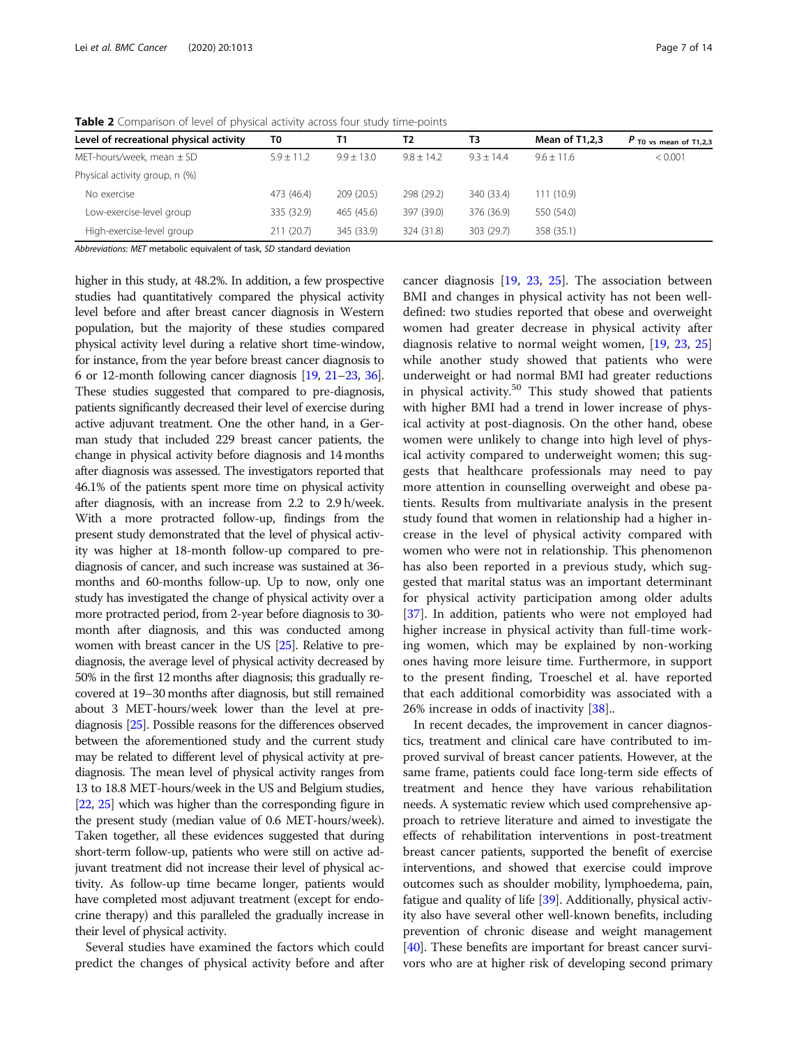**Table 2** Comparison of level of physical activity across four study time-points

| Level of recreational physical activity | T0 | T1 | T2 | T3 | Mean of T1,2,3 | $P_{\text{T0 vs mean of T1,2,3}}$ |
|---|---|---|---|---|---|---|
| MET-hours/week, mean ± SD | 5.9 ± 11.2 | 9.9 ± 13.0 | 9.8 ± 14.2 | 9.3 ± 14.4 | 9.6 ± 11.6 | < 0.001 |
| Physical activity group, n (%) | | | | | | |
| No exercise | 473 (46.4) | 209 (20.5) | 298 (29.2) | 340 (33.4) | 111 (10.9) | |
| Low-exercise-level group | 335 (32.9) | 465 (45.6) | 397 (39.0) | 376 (36.9) | 550 (54.0) | |
| High-exercise-level group | 211 (20.7) | 345 (33.9) | 324 (31.8) | 303 (29.7) | 358 (35.1) | |

*Abbreviations*: *MET* metabolic equivalent of task, *SD* standard deviation

higher in this study, at 48.2%. In addition, a few prospective studies had quantitatively compared the physical activity level before and after breast cancer diagnosis in Western population, but the majority of these studies compared physical activity level during a relative short time-window, for instance, from the year before breast cancer diagnosis to 6 or 12-month following cancer diagnosis [19, 21–23, 36]. These studies suggested that compared to pre-diagnosis, patients significantly decreased their level of exercise during active adjuvant treatment. One the other hand, in a German study that included 229 breast cancer patients, the change in physical activity before diagnosis and 14 months after diagnosis was assessed. The investigators reported that 46.1% of the patients spent more time on physical activity after diagnosis, with an increase from 2.2 to 2.9 h/week. With a more protracted follow-up, findings from the present study demonstrated that the level of physical activity was higher at 18-month follow-up compared to pre-diagnosis of cancer, and such increase was sustained at 36-months and 60-months follow-up. Up to now, only one study has investigated the change of physical activity over a more protracted period, from 2-year before diagnosis to 30-month after diagnosis, and this was conducted among women with breast cancer in the US [25]. Relative to pre-diagnosis, the average level of physical activity decreased by 50% in the first 12 months after diagnosis; this gradually recovered at 19–30 months after diagnosis, but still remained about 3 MET-hours/week lower than the level at pre-diagnosis [25]. Possible reasons for the differences observed between the aforementioned study and the current study may be related to different level of physical activity at pre-diagnosis. The mean level of physical activity ranges from 13 to 18.8 MET-hours/week in the US and Belgium studies, [22, 25] which was higher than the corresponding figure in the present study (median value of 0.6 MET-hours/week). Taken together, all these evidences suggested that during short-term follow-up, patients who were still on active adjuvant treatment did not increase their level of physical activity. As follow-up time became longer, patients would have completed most adjuvant treatment (except for endocrine therapy) and this paralleled the gradually increase in their level of physical activity.

Several studies have examined the factors which could predict the changes of physical activity before and after cancer diagnosis [19, 23, 25]. The association between BMI and changes in physical activity has not been well-defined: two studies reported that obese and overweight women had greater decrease in physical activity after diagnosis relative to normal weight women, [19, 23, 25] while another study showed that patients who were underweight or had normal BMI had greater reductions in physical activity.[50] This study showed that patients with higher BMI had a trend in lower increase of physical activity at post-diagnosis. On the other hand, obese women were unlikely to change into high level of physical activity compared to underweight women; this suggests that healthcare professionals may need to pay more attention in counselling overweight and obese patients. Results from multivariate analysis in the present study found that women in relationship had a higher increase in the level of physical activity compared with women who were not in relationship. This phenomenon has also been reported in a previous study, which suggested that marital status was an important determinant for physical activity participation among older adults [37]. In addition, patients who were not employed had higher increase in physical activity than full-time working women, which may be explained by non-working ones having more leisure time. Furthermore, in support to the present finding, Troeschel et al. have reported that each additional comorbidity was associated with a 26% increase in odds of inactivity [38]..

In recent decades, the improvement in cancer diagnostics, treatment and clinical care have contributed to improved survival of breast cancer patients. However, at the same frame, patients could face long-term side effects of treatment and hence they have various rehabilitation needs. A systematic review which used comprehensive approach to retrieve literature and aimed to investigate the effects of rehabilitation interventions in post-treatment breast cancer patients, supported the benefit of exercise interventions, and showed that exercise could improve outcomes such as shoulder mobility, lymphoedema, pain, fatigue and quality of life [39]. Additionally, physical activity also have several other well-known benefits, including prevention of chronic disease and weight management [40]. These benefits are important for breast cancer survivors who are at higher risk of developing second primary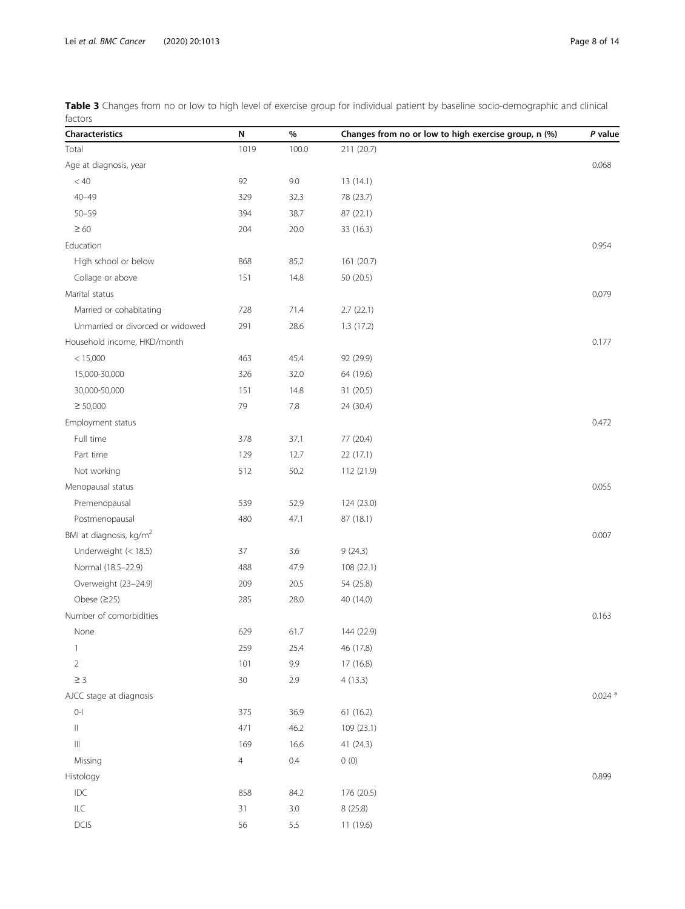**Table 3** Changes from no or low to high level of exercise group for individual patient by baseline socio-demographic and clinical factors

| Characteristics | N | % | Changes from no or low to high exercise group, n (%) | *P* value |
|---|---|---|---|---|
| Total | 1019 | 100.0 | 211 (20.7) | |
| Age at diagnosis, year | | | | 0.068 |
| < 40 | 92 | 9.0 | 13 (14.1) | |
| 40–49 | 329 | 32.3 | 78 (23.7) | |
| 50–59 | 394 | 38.7 | 87 (22.1) | |
| ≥ 60 | 204 | 20.0 | 33 (16.3) | |
| Education | | | | 0.954 |
| High school or below | 868 | 85.2 | 161 (20.7) | |
| Collage or above | 151 | 14.8 | 50 (20.5) | |
| Marital status | | | | 0.079 |
| Married or cohabitating | 728 | 71.4 | 2.7 (22.1) | |
| Unmarried or divorced or widowed | 291 | 28.6 | 1.3 (17.2) | |
| Household income, HKD/month | | | | 0.177 |
| < 15,000 | 463 | 45.4 | 92 (29.9) | |
| 15,000-30,000 | 326 | 32.0 | 64 (19.6) | |
| 30,000-50,000 | 151 | 14.8 | 31 (20.5) | |
| ≥ 50,000 | 79 | 7.8 | 24 (30.4) | |
| Employment status | | | | 0.472 |
| Full time | 378 | 37.1 | 77 (20.4) | |
| Part time | 129 | 12.7 | 22 (17.1) | |
| Not working | 512 | 50.2 | 112 (21.9) | |
| Menopausal status | | | | 0.055 |
| Premenopausal | 539 | 52.9 | 124 (23.0) | |
| Postmenopausal | 480 | 47.1 | 87 (18.1) | |
| BMI at diagnosis, kg/m$^2$ | | | | 0.007 |
| Underweight (< 18.5) | 37 | 3.6 | 9 (24.3) | |
| Normal (18.5–22.9) | 488 | 47.9 | 108 (22.1) | |
| Overweight (23–24.9) | 209 | 20.5 | 54 (25.8) | |
| Obese (≥25) | 285 | 28.0 | 40 (14.0) | |
| Number of comorbidities | | | | 0.163 |
| None | 629 | 61.7 | 144 (22.9) | |
| 1 | 259 | 25.4 | 46 (17.8) | |
| 2 | 101 | 9.9 | 17 (16.8) | |
| ≥ 3 | 30 | 2.9 | 4 (13.3) | |
| AJCC stage at diagnosis | | | | 0.024 [a] |
| 0-I | 375 | 36.9 | 61 (16.2) | |
| II | 471 | 46.2 | 109 (23.1) | |
| III | 169 | 16.6 | 41 (24.3) | |
| Missing | 4 | 0.4 | 0 (0) | |
| Histology | | | | 0.899 |
| IDC | 858 | 84.2 | 176 (20.5) | |
| ILC | 31 | 3.0 | 8 (25.8) | |
| DCIS | 56 | 5.5 | 11 (19.6) | |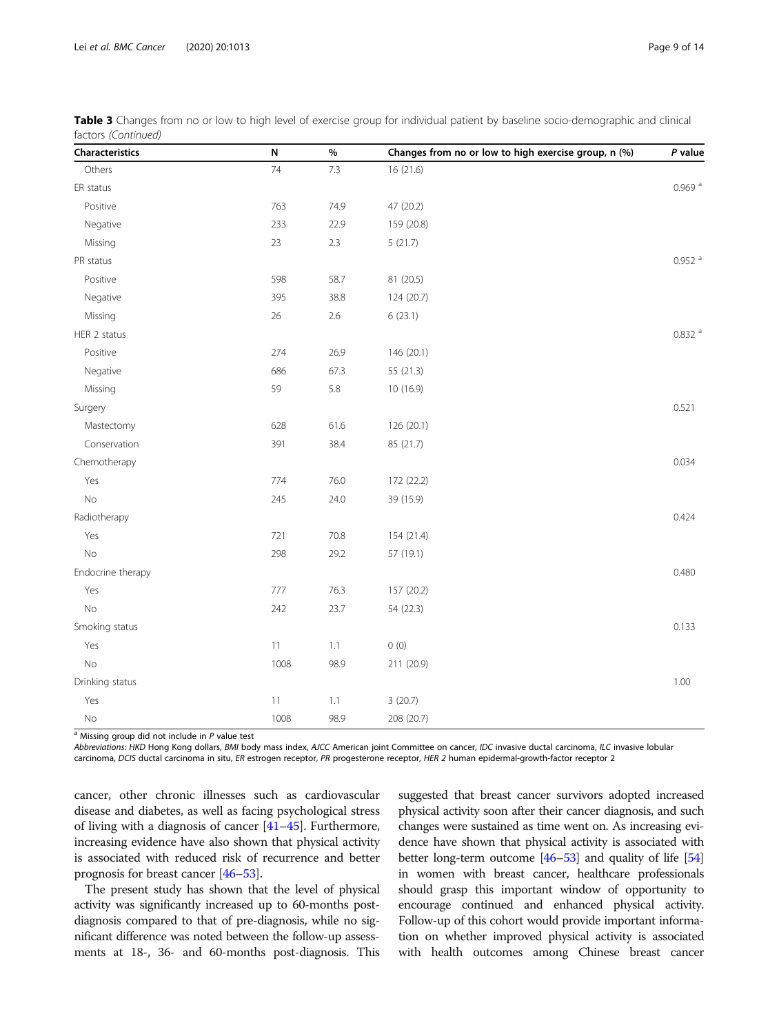**Table 3** Changes from no or low to high level of exercise group for individual patient by baseline socio-demographic and clinical factors *(Continued)*

| Characteristics | N | % | Changes from no or low to high exercise group, n (%) | *P* value |
|---|---|---|---|---|
| Others | 74 | 7.3 | 16 (21.6) | |
| ER status | | | | 0.969 [a] |
| Positive | 763 | 74.9 | 47 (20.2) | |
| Negative | 233 | 22.9 | 159 (20.8) | |
| Missing | 23 | 2.3 | 5 (21.7) | |
| PR status | | | | 0.952 [a] |
| Positive | 598 | 58.7 | 81 (20.5) | |
| Negative | 395 | 38.8 | 124 (20.7) | |
| Missing | 26 | 2.6 | 6 (23.1) | |
| HER 2 status | | | | 0.832 [a] |
| Positive | 274 | 26.9 | 146 (20.1) | |
| Negative | 686 | 67.3 | 55 (21.3) | |
| Missing | 59 | 5.8 | 10 (16.9) | |
| Surgery | | | | 0.521 |
| Mastectomy | 628 | 61.6 | 126 (20.1) | |
| Conservation | 391 | 38.4 | 85 (21.7) | |
| Chemotherapy | | | | 0.034 |
| Yes | 774 | 76.0 | 172 (22.2) | |
| No | 245 | 24.0 | 39 (15.9) | |
| Radiotherapy | | | | 0.424 |
| Yes | 721 | 70.8 | 154 (21.4) | |
| No | 298 | 29.2 | 57 (19.1) | |
| Endocrine therapy | | | | 0.480 |
| Yes | 777 | 76.3 | 157 (20.2) | |
| No | 242 | 23.7 | 54 (22.3) | |
| Smoking status | | | | 0.133 |
| Yes | 11 | 1.1 | 0 (0) | |
| No | 1008 | 98.9 | 211 (20.9) | |
| Drinking status | | | | 1.00 |
| Yes | 11 | 1.1 | 3 (20.7) | |
| No | 1008 | 98.9 | 208 (20.7) | |

[a] Missing group did not include in *P* value test

*Abbreviations*: *HKD* Hong Kong dollars, *BMI* body mass index, *AJCC* American joint Committee on cancer, *IDC* invasive ductal carcinoma, *ILC* invasive lobular carcinoma, *DCIS* ductal carcinoma in situ, *ER* estrogen receptor, *PR* progesterone receptor, *HER 2* human epidermal-growth-factor receptor 2

cancer, other chronic illnesses such as cardiovascular disease and diabetes, as well as facing psychological stress of living with a diagnosis of cancer [41–45]. Furthermore, increasing evidence have also shown that physical activity is associated with reduced risk of recurrence and better prognosis for breast cancer [46–53].

The present study has shown that the level of physical activity was significantly increased up to 60-months post-diagnosis compared to that of pre-diagnosis, while no significant difference was noted between the follow-up assessments at 18-, 36- and 60-months post-diagnosis. This suggested that breast cancer survivors adopted increased physical activity soon after their cancer diagnosis, and such changes were sustained as time went on. As increasing evidence have shown that physical activity is associated with better long-term outcome [46–53] and quality of life [54] in women with breast cancer, healthcare professionals should grasp this important window of opportunity to encourage continued and enhanced physical activity. Follow-up of this cohort would provide important information on whether improved physical activity is associated with health outcomes among Chinese breast cancer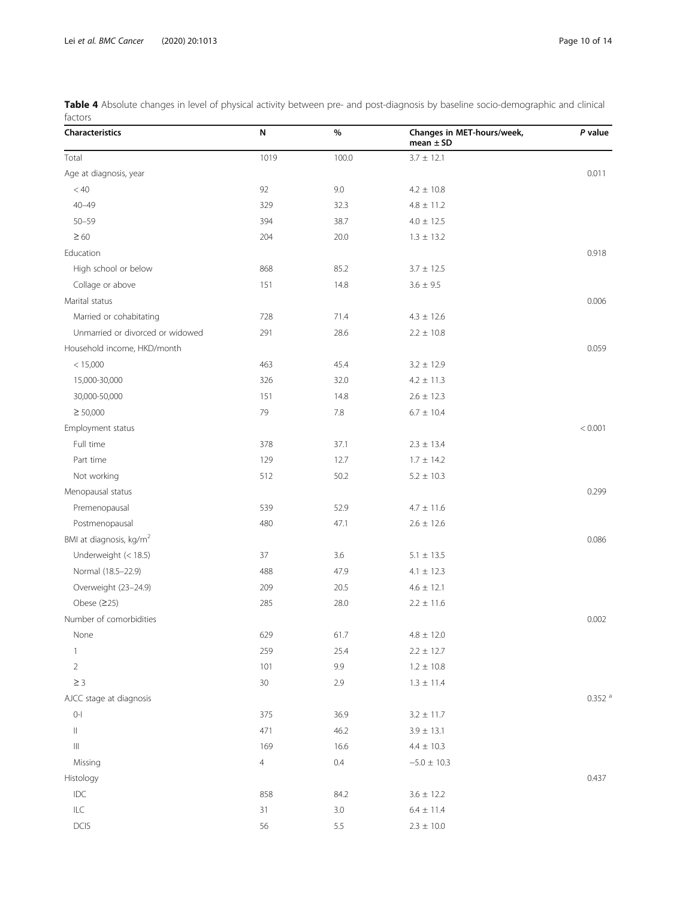**Table 4** Absolute changes in level of physical activity between pre- and post-diagnosis by baseline socio-demographic and clinical factors

| Characteristics | N | % | Changes in MET-hours/week, mean ± SD | *P* value |
|---|---|---|---|---|
| Total | 1019 | 100.0 | 3.7 ± 12.1 | |
| Age at diagnosis, year | | | | 0.011 |
| < 40 | 92 | 9.0 | 4.2 ± 10.8 | |
| 40–49 | 329 | 32.3 | 4.8 ± 11.2 | |
| 50–59 | 394 | 38.7 | 4.0 ± 12.5 | |
| ≥ 60 | 204 | 20.0 | 1.3 ± 13.2 | |
| Education | | | | 0.918 |
| High school or below | 868 | 85.2 | 3.7 ± 12.5 | |
| Collage or above | 151 | 14.8 | 3.6 ± 9.5 | |
| Marital status | | | | 0.006 |
| Married or cohabitating | 728 | 71.4 | 4.3 ± 12.6 | |
| Unmarried or divorced or widowed | 291 | 28.6 | 2.2 ± 10.8 | |
| Household income, HKD/month | | | | 0.059 |
| < 15,000 | 463 | 45.4 | 3.2 ± 12.9 | |
| 15,000-30,000 | 326 | 32.0 | 4.2 ± 11.3 | |
| 30,000-50,000 | 151 | 14.8 | 2.6 ± 12.3 | |
| ≥ 50,000 | 79 | 7.8 | 6.7 ± 10.4 | |
| Employment status | | | | < 0.001 |
| Full time | 378 | 37.1 | 2.3 ± 13.4 | |
| Part time | 129 | 12.7 | 1.7 ± 14.2 | |
| Not working | 512 | 50.2 | 5.2 ± 10.3 | |
| Menopausal status | | | | 0.299 |
| Premenopausal | 539 | 52.9 | 4.7 ± 11.6 | |
| Postmenopausal | 480 | 47.1 | 2.6 ± 12.6 | |
| BMI at diagnosis, kg/m$^2$ | | | | 0.086 |
| Underweight (< 18.5) | 37 | 3.6 | 5.1 ± 13.5 | |
| Normal (18.5–22.9) | 488 | 47.9 | 4.1 ± 12.3 | |
| Overweight (23–24.9) | 209 | 20.5 | 4.6 ± 12.1 | |
| Obese (≥25) | 285 | 28.0 | 2.2 ± 11.6 | |
| Number of comorbidities | | | | 0.002 |
| None | 629 | 61.7 | 4.8 ± 12.0 | |
| 1 | 259 | 25.4 | 2.2 ± 12.7 | |
| 2 | 101 | 9.9 | 1.2 ± 10.8 | |
| ≥ 3 | 30 | 2.9 | 1.3 ± 11.4 | |
| AJCC stage at diagnosis | | | | 0.352 [a] |
| 0-I | 375 | 36.9 | 3.2 ± 11.7 | |
| II | 471 | 46.2 | 3.9 ± 13.1 | |
| III | 169 | 16.6 | 4.4 ± 10.3 | |
| Missing | 4 | 0.4 | −5.0 ± 10.3 | |
| Histology | | | | 0.437 |
| IDC | 858 | 84.2 | 3.6 ± 12.2 | |
| ILC | 31 | 3.0 | 6.4 ± 11.4 | |
| DCIS | 56 | 5.5 | 2.3 ± 10.0 | |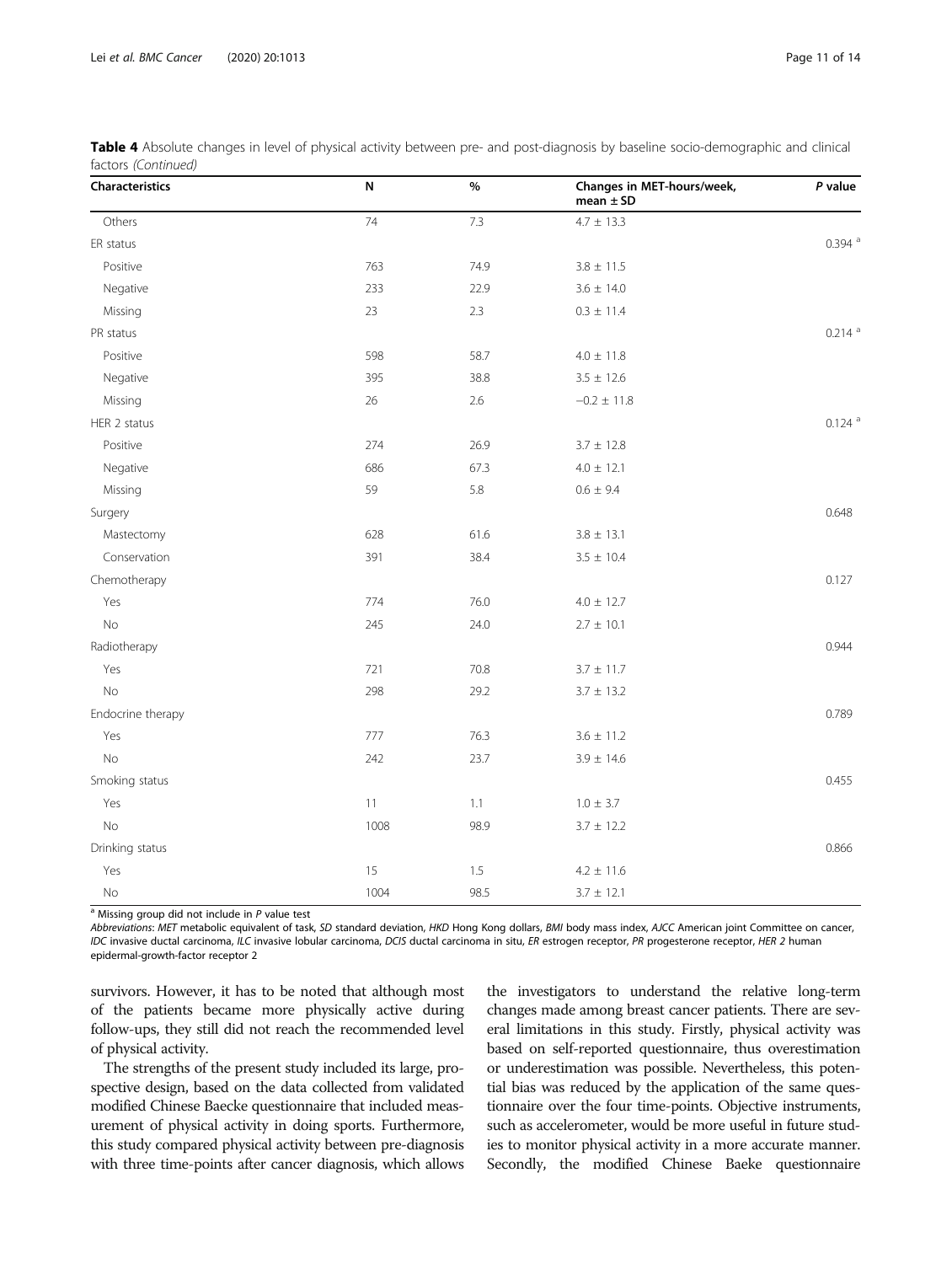**Table 4** Absolute changes in level of physical activity between pre- and post-diagnosis by baseline socio-demographic and clinical factors *(Continued)*

| Characteristics | N | % | Changes in MET-hours/week, mean ± SD | *P* value |
|---|---|---|---|---|
| Others | 74 | 7.3 | 4.7 ± 13.3 | |
| ER status | | | | 0.394 [a] |
| Positive | 763 | 74.9 | 3.8 ± 11.5 | |
| Negative | 233 | 22.9 | 3.6 ± 14.0 | |
| Missing | 23 | 2.3 | 0.3 ± 11.4 | |
| PR status | | | | 0.214 [a] |
| Positive | 598 | 58.7 | 4.0 ± 11.8 | |
| Negative | 395 | 38.8 | 3.5 ± 12.6 | |
| Missing | 26 | 2.6 | −0.2 ± 11.8 | |
| HER 2 status | | | | 0.124 [a] |
| Positive | 274 | 26.9 | 3.7 ± 12.8 | |
| Negative | 686 | 67.3 | 4.0 ± 12.1 | |
| Missing | 59 | 5.8 | 0.6 ± 9.4 | |
| Surgery | | | | 0.648 |
| Mastectomy | 628 | 61.6 | 3.8 ± 13.1 | |
| Conservation | 391 | 38.4 | 3.5 ± 10.4 | |
| Chemotherapy | | | | 0.127 |
| Yes | 774 | 76.0 | 4.0 ± 12.7 | |
| No | 245 | 24.0 | 2.7 ± 10.1 | |
| Radiotherapy | | | | 0.944 |
| Yes | 721 | 70.8 | 3.7 ± 11.7 | |
| No | 298 | 29.2 | 3.7 ± 13.2 | |
| Endocrine therapy | | | | 0.789 |
| Yes | 777 | 76.3 | 3.6 ± 11.2 | |
| No | 242 | 23.7 | 3.9 ± 14.6 | |
| Smoking status | | | | 0.455 |
| Yes | 11 | 1.1 | 1.0 ± 3.7 | |
| No | 1008 | 98.9 | 3.7 ± 12.2 | |
| Drinking status | | | | 0.866 |
| Yes | 15 | 1.5 | 4.2 ± 11.6 | |
| No | 1004 | 98.5 | 3.7 ± 12.1 | |

[a] Missing group did not include in *P* value test

*Abbreviations*: *MET* metabolic equivalent of task, *SD* standard deviation, *HKD* Hong Kong dollars, *BMI* body mass index, *AJCC* American joint Committee on cancer, *IDC* invasive ductal carcinoma, *ILC* invasive lobular carcinoma, *DCIS* ductal carcinoma in situ, *ER* estrogen receptor, *PR* progesterone receptor, *HER 2* human epidermal-growth-factor receptor 2

survivors. However, it has to be noted that although most of the patients became more physically active during follow-ups, they still did not reach the recommended level of physical activity.

The strengths of the present study included its large, prospective design, based on the data collected from validated modified Chinese Baecke questionnaire that included measurement of physical activity in doing sports. Furthermore, this study compared physical activity between pre-diagnosis with three time-points after cancer diagnosis, which allows the investigators to understand the relative long-term changes made among breast cancer patients. There are several limitations in this study. Firstly, physical activity was based on self-reported questionnaire, thus overestimation or underestimation was possible. Nevertheless, this potential bias was reduced by the application of the same questionnaire over the four time-points. Objective instruments, such as accelerometer, would be more useful in future studies to monitor physical activity in a more accurate manner. Secondly, the modified Chinese Baeke questionnaire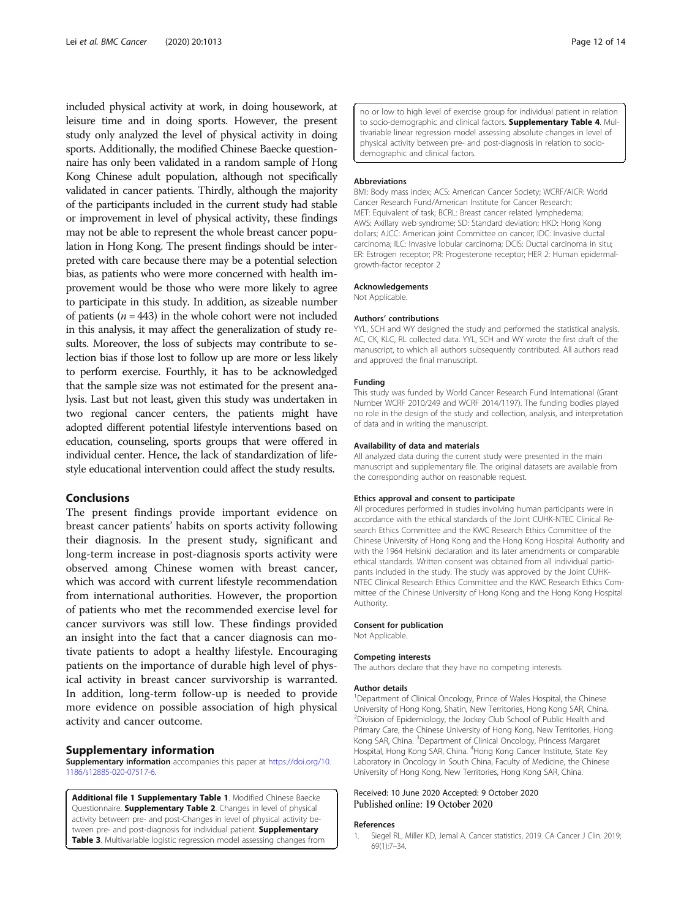included physical activity at work, in doing housework, at leisure time and in doing sports. However, the present study only analyzed the level of physical activity in doing sports. Additionally, the modified Chinese Baecke questionnaire has only been validated in a random sample of Hong Kong Chinese adult population, although not specifically validated in cancer patients. Thirdly, although the majority of the participants included in the current study had stable or improvement in level of physical activity, these findings may not be able to represent the whole breast cancer population in Hong Kong. The present findings should be interpreted with care because there may be a potential selection bias, as patients who were more concerned with health improvement would be those who were more likely to agree to participate in this study. In addition, as sizeable number of patients ($n = 443$) in the whole cohort were not included in this analysis, it may affect the generalization of study results. Moreover, the loss of subjects may contribute to selection bias if those lost to follow up are more or less likely to perform exercise. Fourthly, it has to be acknowledged that the sample size was not estimated for the present analysis. Last but not least, given this study was undertaken in two regional cancer centers, the patients might have adopted different potential lifestyle interventions based on education, counseling, sports groups that were offered in individual center. Hence, the lack of standardization of lifestyle educational intervention could affect the study results.

## Conclusions

The present findings provide important evidence on breast cancer patients' habits on sports activity following their diagnosis. In the present study, significant and long-term increase in post-diagnosis sports activity were observed among Chinese women with breast cancer, which was accord with current lifestyle recommendation from international authorities. However, the proportion of patients who met the recommended exercise level for cancer survivors was still low. These findings provided an insight into the fact that a cancer diagnosis can motivate patients to adopt a healthy lifestyle. Encouraging patients on the importance of durable high level of physical activity in breast cancer survivorship is warranted. In addition, long-term follow-up is needed to provide more evidence on possible association of high physical activity and cancer outcome.

## Supplementary information

**Supplementary information** accompanies this paper at https://doi.org/10.1186/s12885-020-07517-6.

**Additional file 1 Supplementary Table 1**. Modified Chinese Baecke Questionnaire. **Supplementary Table 2**. Changes in level of physical activity between pre- and post-Changes in level of physical activity between pre- and post-diagnosis for individual patient. **Supplementary Table 3**. Multivariable logistic regression model assessing changes from no or low to high level of exercise group for individual patient in relation to socio-demographic and clinical factors. **Supplementary Table 4**. Multivariable linear regression model assessing absolute changes in level of physical activity between pre- and post-diagnosis in relation to socio-demographic and clinical factors.

#### Abbreviations

BMI: Body mass index; ACS: American Cancer Society; WCRF/AICR: World Cancer Research Fund/American Institute for Cancer Research; MET: Equivalent of task; BCRL: Breast cancer related lymphedema; AWS: Axillary web syndrome; SD: Standard deviation; HKD: Hong Kong dollars; AJCC: American joint Committee on cancer; IDC: Invasive ductal carcinoma; ILC: Invasive lobular carcinoma; DCIS: Ductal carcinoma in situ; ER: Estrogen receptor; PR: Progesterone receptor; HER 2: Human epidermal-growth-factor receptor 2

#### Acknowledgements

Not Applicable.

#### Authors' contributions

YYL, SCH and WY designed the study and performed the statistical analysis. AC, CK, KLC, RL collected data. YYL, SCH and WY wrote the first draft of the manuscript, to which all authors subsequently contributed. All authors read and approved the final manuscript.

#### Funding

This study was funded by World Cancer Research Fund International (Grant Number WCRF 2010/249 and WCRF 2014/1197). The funding bodies played no role in the design of the study and collection, analysis, and interpretation of data and in writing the manuscript.

#### Availability of data and materials

All analyzed data during the current study were presented in the main manuscript and supplementary file. The original datasets are available from the corresponding author on reasonable request.

#### Ethics approval and consent to participate

All procedures performed in studies involving human participants were in accordance with the ethical standards of the Joint CUHK-NTEC Clinical Research Ethics Committee and the KWC Research Ethics Committee of the Chinese University of Hong Kong and the Hong Kong Hospital Authority and with the 1964 Helsinki declaration and its later amendments or comparable ethical standards. Written consent was obtained from all individual participants included in the study. The study was approved by the Joint CUHK-NTEC Clinical Research Ethics Committee and the KWC Research Ethics Committee of the Chinese University of Hong Kong and the Hong Kong Hospital Authority.

#### Consent for publication

Not Applicable.

#### Competing interests

The authors declare that they have no competing interests.

#### Author details

[1]Department of Clinical Oncology, Prince of Wales Hospital, the Chinese University of Hong Kong, Shatin, New Territories, Hong Kong SAR, China. [2]Division of Epidemiology, the Jockey Club School of Public Health and Primary Care, the Chinese University of Hong Kong, New Territories, Hong Kong SAR, China. [3]Department of Clinical Oncology, Princess Margaret Hospital, Hong Kong SAR, China. [4]Hong Kong Cancer Institute, State Key Laboratory in Oncology in South China, Faculty of Medicine, the Chinese University of Hong Kong, New Territories, Hong Kong SAR, China.

Received: 10 June 2020 Accepted: 9 October 2020
Published online: 19 October 2020

#### References

1. Siegel RL, Miller KD, Jemal A. Cancer statistics, 2019. CA Cancer J Clin. 2019; 69(1):7–34.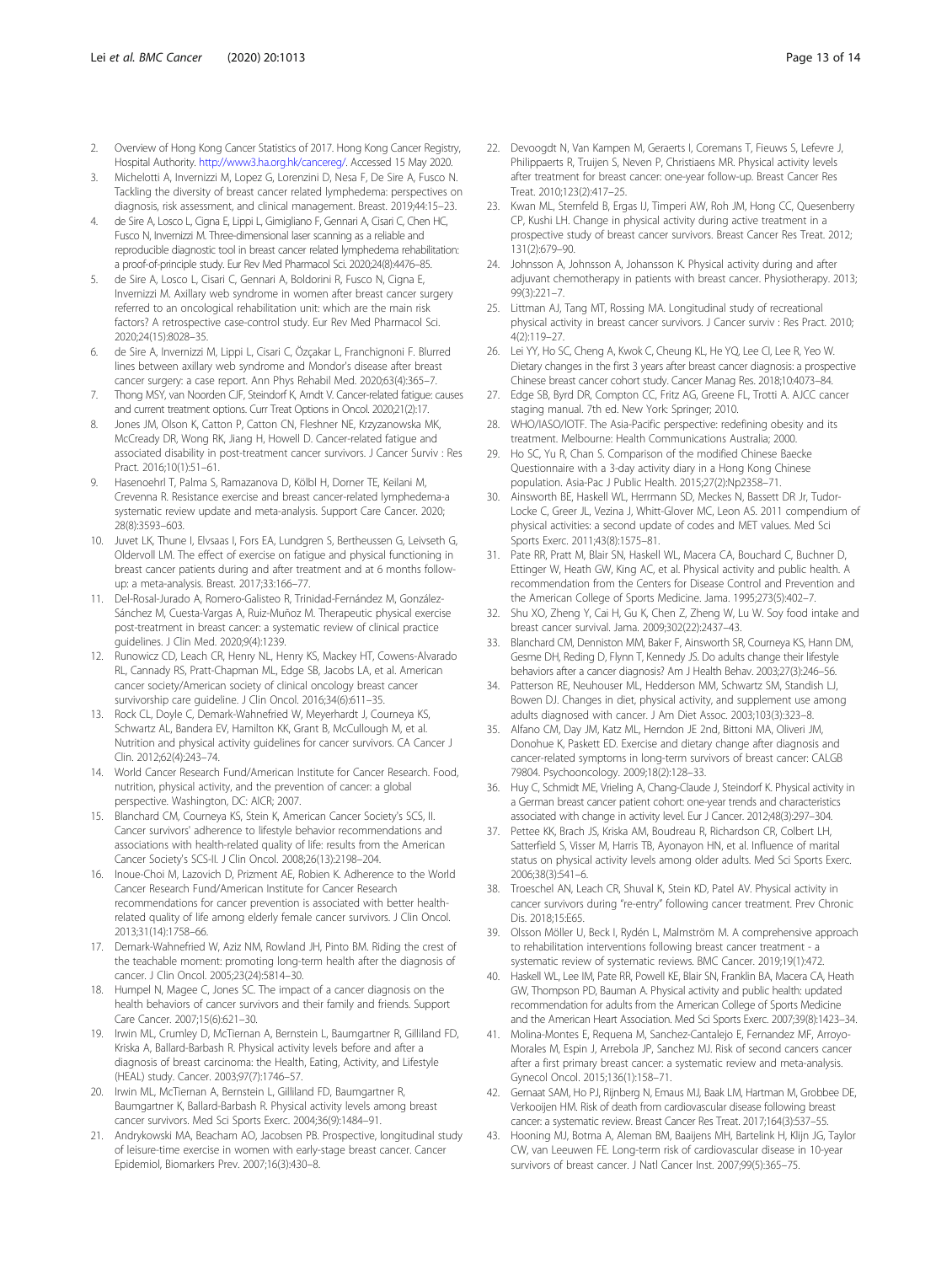2. Overview of Hong Kong Cancer Statistics of 2017. Hong Kong Cancer Registry, Hospital Authority. http://www3.ha.org.hk/cancereg/. Accessed 15 May 2020.
3. Michelotti A, Invernizzi M, Lopez G, Lorenzini D, Nesa F, De Sire A, Fusco N. Tackling the diversity of breast cancer related lymphedema: perspectives on diagnosis, risk assessment, and clinical management. Breast. 2019;44:15–23.
4. de Sire A, Losco L, Cigna E, Lippi L, Gimigliano F, Gennari A, Cisari C, Chen HC, Fusco N, Invernizzi M. Three-dimensional laser scanning as a reliable and reproducible diagnostic tool in breast cancer related lymphedema rehabilitation: a proof-of-principle study. Eur Rev Med Pharmacol Sci. 2020;24(8):4476–85.
5. de Sire A, Losco L, Cisari C, Gennari A, Boldorini R, Fusco N, Cigna E, Invernizzi M. Axillary web syndrome in women after breast cancer surgery referred to an oncological rehabilitation unit: which are the main risk factors? A retrospective case-control study. Eur Rev Med Pharmacol Sci. 2020;24(15):8028–35.
6. de Sire A, Invernizzi M, Lippi L, Cisari C, Özçakar L, Franchignoni F. Blurred lines between axillary web syndrome and Mondor's disease after breast cancer surgery: a case report. Ann Phys Rehabil Med. 2020;63(4):365–7.
7. Thong MSY, van Noorden CJF, Steindorf K, Arndt V. Cancer-related fatigue: causes and current treatment options. Curr Treat Options in Oncol. 2020;21(2):17.
8. Jones JM, Olson K, Catton P, Catton CN, Fleshner NE, Krzyzanowska MK, McCready DR, Wong RK, Jiang H, Howell D. Cancer-related fatigue and associated disability in post-treatment cancer survivors. J Cancer Surviv : Res Pract. 2016;10(1):51–61.
9. Hasenoehrl T, Palma S, Ramazanova D, Kölbl H, Dorner TE, Keilani M, Crevenna R. Resistance exercise and breast cancer-related lymphedema-a systematic review update and meta-analysis. Support Care Cancer. 2020; 28(8):3593–603.
10. Juvet LK, Thune I, Elvsaas I, Fors EA, Lundgren S, Bertheussen G, Leivseth G, Oldervoll LM. The effect of exercise on fatigue and physical functioning in breast cancer patients during and after treatment and at 6 months follow-up: a meta-analysis. Breast. 2017;33:166–77.
11. Del-Rosal-Jurado A, Romero-Galisteo R, Trinidad-Fernández M, González-Sánchez M, Cuesta-Vargas A, Ruiz-Muñoz M. Therapeutic physical exercise post-treatment in breast cancer: a systematic review of clinical practice guidelines. J Clin Med. 2020;9(4):1239.
12. Runowicz CD, Leach CR, Henry NL, Henry KS, Mackey HT, Cowens-Alvarado RL, Cannady RS, Pratt-Chapman ML, Edge SB, Jacobs LA, et al. American cancer society/American society of clinical oncology breast cancer survivorship care guideline. J Clin Oncol. 2016;34(6):611–35.
13. Rock CL, Doyle C, Demark-Wahnefried W, Meyerhardt J, Courneya KS, Schwartz AL, Bandera EV, Hamilton KK, Grant B, McCullough M, et al. Nutrition and physical activity guidelines for cancer survivors. CA Cancer J Clin. 2012;62(4):243–74.
14. World Cancer Research Fund/American Institute for Cancer Research. Food, nutrition, physical activity, and the prevention of cancer: a global perspective. Washington, DC: AICR; 2007.
15. Blanchard CM, Courneya KS, Stein K, American Cancer Society's SCS, II. Cancer survivors' adherence to lifestyle behavior recommendations and associations with health-related quality of life: results from the American Cancer Society's SCS-II. J Clin Oncol. 2008;26(13):2198–204.
16. Inoue-Choi M, Lazovich D, Prizment AE, Robien K. Adherence to the World Cancer Research Fund/American Institute for Cancer Research recommendations for cancer prevention is associated with better health-related quality of life among elderly female cancer survivors. J Clin Oncol. 2013;31(14):1758–66.
17. Demark-Wahnefried W, Aziz NM, Rowland JH, Pinto BM. Riding the crest of the teachable moment: promoting long-term health after the diagnosis of cancer. J Clin Oncol. 2005;23(24):5814–30.
18. Humpel N, Magee C, Jones SC. The impact of a cancer diagnosis on the health behaviors of cancer survivors and their family and friends. Support Care Cancer. 2007;15(6):621–30.
19. Irwin ML, Crumley D, McTiernan A, Bernstein L, Baumgartner R, Gilliland FD, Kriska A, Ballard-Barbash R. Physical activity levels before and after a diagnosis of breast carcinoma: the Health, Eating, Activity, and Lifestyle (HEAL) study. Cancer. 2003;97(7):1746–57.
20. Irwin ML, McTiernan A, Bernstein L, Gilliland FD, Baumgartner R, Baumgartner K, Ballard-Barbash R. Physical activity levels among breast cancer survivors. Med Sci Sports Exerc. 2004;36(9):1484–91.
21. Andrykowski MA, Beacham AO, Jacobsen PB. Prospective, longitudinal study of leisure-time exercise in women with early-stage breast cancer. Cancer Epidemiol, Biomarkers Prev. 2007;16(3):430–8.
22. Devoogdt N, Van Kampen M, Geraerts I, Coremans T, Fieuws S, Lefevre J, Philippaerts R, Truijen S, Neven P, Christiaens MR. Physical activity levels after treatment for breast cancer: one-year follow-up. Breast Cancer Res Treat. 2010;123(2):417–25.
23. Kwan ML, Sternfeld B, Ergas IJ, Timperi AW, Roh JM, Hong CC, Quesenberry CP, Kushi LH. Change in physical activity during active treatment in a prospective study of breast cancer survivors. Breast Cancer Res Treat. 2012; 131(2):679–90.
24. Johnsson A, Johnsson A, Johansson K. Physical activity during and after adjuvant chemotherapy in patients with breast cancer. Physiotherapy. 2013; 99(3):221–7.
25. Littman AJ, Tang MT, Rossing MA. Longitudinal study of recreational physical activity in breast cancer survivors. J Cancer surviv : Res Pract. 2010; 4(2):119–27.
26. Lei YY, Ho SC, Cheng A, Kwok C, Cheung KL, He YQ, Lee CI, Lee R, Yeo W. Dietary changes in the first 3 years after breast cancer diagnosis: a prospective Chinese breast cancer cohort study. Cancer Manag Res. 2018;10:4073–84.
27. Edge SB, Byrd DR, Compton CC, Fritz AG, Greene FL, Trotti A. AJCC cancer staging manual. 7th ed. New York: Springer; 2010.
28. WHO/IASO/IOTF. The Asia-Pacific perspective: redefining obesity and its treatment. Melbourne: Health Communications Australia; 2000.
29. Ho SC, Yu R, Chan S. Comparison of the modified Chinese Baecke Questionnaire with a 3-day activity diary in a Hong Kong Chinese population. Asia-Pac J Public Health. 2015;27(2):Np2358–71.
30. Ainsworth BE, Haskell WL, Herrmann SD, Meckes N, Bassett DR Jr, Tudor-Locke C, Greer JL, Vezina J, Whitt-Glover MC, Leon AS. 2011 compendium of physical activities: a second update of codes and MET values. Med Sci Sports Exerc. 2011;43(8):1575–81.
31. Pate RR, Pratt M, Blair SN, Haskell WL, Macera CA, Bouchard C, Buchner D, Ettinger W, Heath GW, King AC, et al. Physical activity and public health. A recommendation from the Centers for Disease Control and Prevention and the American College of Sports Medicine. Jama. 1995;273(5):402–7.
32. Shu XO, Zheng Y, Cai H, Gu K, Chen Z, Zheng W, Lu W. Soy food intake and breast cancer survival. Jama. 2009;302(22):2437–43.
33. Blanchard CM, Denniston MM, Baker F, Ainsworth SR, Courneya KS, Hann DM, Gesme DH, Reding D, Flynn T, Kennedy JS. Do adults change their lifestyle behaviors after a cancer diagnosis? Am J Health Behav. 2003;27(3):246–56.
34. Patterson RE, Neuhouser ML, Hedderson MM, Schwartz SM, Standish LJ, Bowen DJ. Changes in diet, physical activity, and supplement use among adults diagnosed with cancer. J Am Diet Assoc. 2003;103(3):323–8.
35. Alfano CM, Day JM, Katz ML, Herndon JE 2nd, Bittoni MA, Oliveri JM, Donohue K, Paskett ED. Exercise and dietary change after diagnosis and cancer-related symptoms in long-term survivors of breast cancer: CALGB 79804. Psychooncology. 2009;18(2):128–33.
36. Huy C, Schmidt ME, Vrieling A, Chang-Claude J, Steindorf K. Physical activity in a German breast cancer patient cohort: one-year trends and characteristics associated with change in activity level. Eur J Cancer. 2012;48(3):297–304.
37. Pettee KK, Brach JS, Kriska AM, Boudreau R, Richardson CR, Colbert LH, Satterfield S, Visser M, Harris TB, Ayonayon HN, et al. Influence of marital status on physical activity levels among older adults. Med Sci Sports Exerc. 2006;38(3):541–6.
38. Troeschel AN, Leach CR, Shuval K, Stein KD, Patel AV. Physical activity in cancer survivors during "re-entry" following cancer treatment. Prev Chronic Dis. 2018;15:E65.
39. Olsson Möller U, Beck I, Rydén L, Malmström M. A comprehensive approach to rehabilitation interventions following breast cancer treatment - a systematic review of systematic reviews. BMC Cancer. 2019;19(1):472.
40. Haskell WL, Lee IM, Pate RR, Powell KE, Blair SN, Franklin BA, Macera CA, Heath GW, Thompson PD, Bauman A. Physical activity and public health: updated recommendation for adults from the American College of Sports Medicine and the American Heart Association. Med Sci Sports Exerc. 2007;39(8):1423–34.
41. Molina-Montes E, Requena M, Sanchez-Cantalejo E, Fernandez MF, Arroyo-Morales M, Espin J, Arrebola JP, Sanchez MJ. Risk of second cancers cancer after a first primary breast cancer: a systematic review and meta-analysis. Gynecol Oncol. 2015;136(1):158–71.
42. Gernaat SAM, Ho PJ, Rijnberg N, Emaus MJ, Baak LM, Hartman M, Grobbee DE, Verkooijen HM. Risk of death from cardiovascular disease following breast cancer: a systematic review. Breast Cancer Res Treat. 2017;164(3):537–55.
43. Hooning MJ, Botma A, Aleman BM, Baaijens MH, Bartelink H, Klijn JG, Taylor CW, van Leeuwen FE. Long-term risk of cardiovascular disease in 10-year survivors of breast cancer. J Natl Cancer Inst. 2007;99(5):365–75.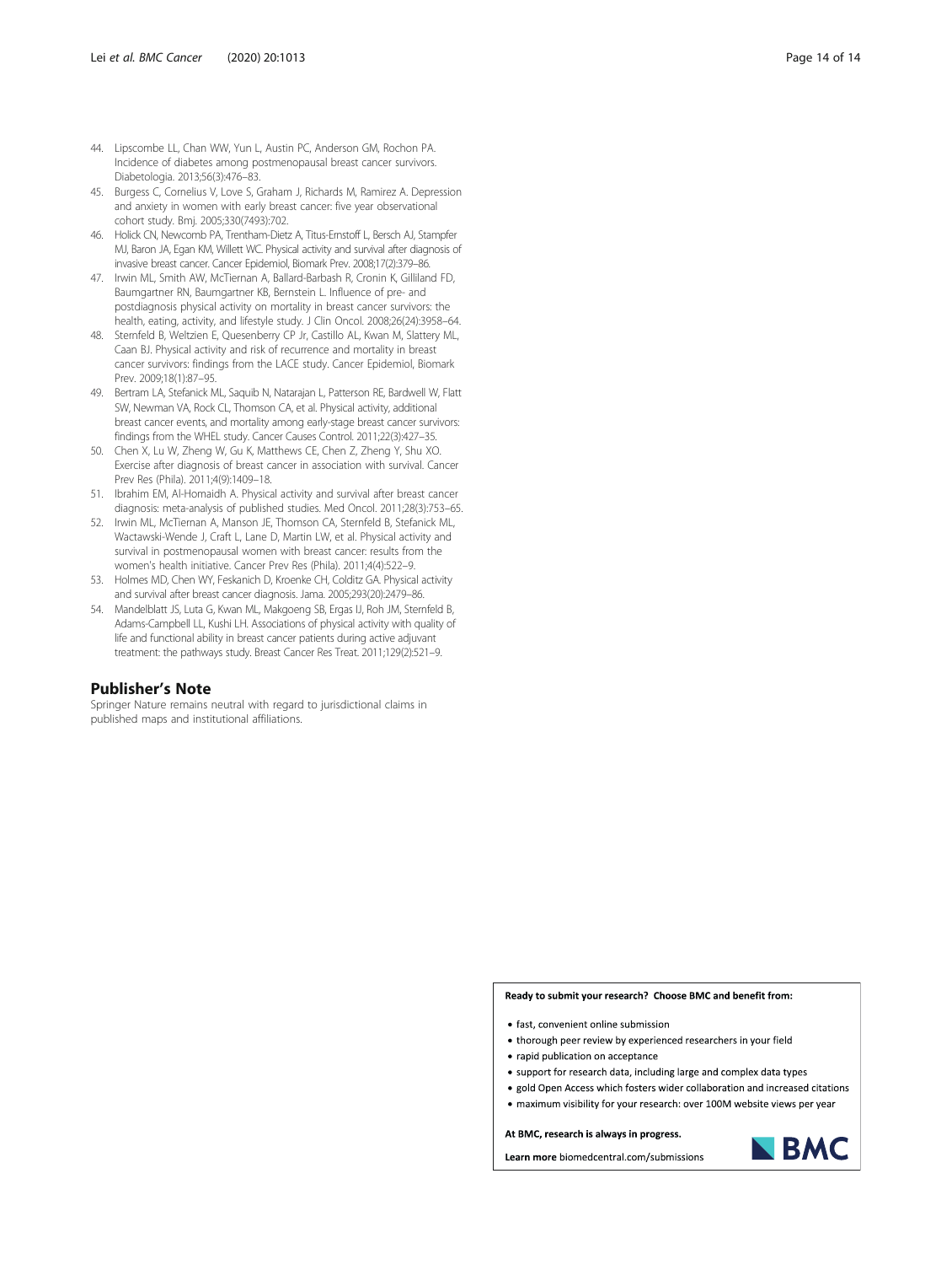44. Lipscombe LL, Chan WW, Yun L, Austin PC, Anderson GM, Rochon PA. Incidence of diabetes among postmenopausal breast cancer survivors. Diabetologia. 2013;56(3):476–83.
45. Burgess C, Cornelius V, Love S, Graham J, Richards M, Ramirez A. Depression and anxiety in women with early breast cancer: five year observational cohort study. Bmj. 2005;330(7493):702.
46. Holick CN, Newcomb PA, Trentham-Dietz A, Titus-Ernstoff L, Bersch AJ, Stampfer MJ, Baron JA, Egan KM, Willett WC. Physical activity and survival after diagnosis of invasive breast cancer. Cancer Epidemiol, Biomark Prev. 2008;17(2):379–86.
47. Irwin ML, Smith AW, McTiernan A, Ballard-Barbash R, Cronin K, Gilliland FD, Baumgartner RN, Baumgartner KB, Bernstein L. Influence of pre- and postdiagnosis physical activity on mortality in breast cancer survivors: the health, eating, activity, and lifestyle study. J Clin Oncol. 2008;26(24):3958–64.
48. Sternfeld B, Weltzien E, Quesenberry CP Jr, Castillo AL, Kwan M, Slattery ML, Caan BJ. Physical activity and risk of recurrence and mortality in breast cancer survivors: findings from the LACE study. Cancer Epidemiol, Biomark Prev. 2009;18(1):87–95.
49. Bertram LA, Stefanick ML, Saquib N, Natarajan L, Patterson RE, Bardwell W, Flatt SW, Newman VA, Rock CL, Thomson CA, et al. Physical activity, additional breast cancer events, and mortality among early-stage breast cancer survivors: findings from the WHEL study. Cancer Causes Control. 2011;22(3):427–35.
50. Chen X, Lu W, Zheng W, Gu K, Matthews CE, Chen Z, Zheng Y, Shu XO. Exercise after diagnosis of breast cancer in association with survival. Cancer Prev Res (Phila). 2011;4(9):1409–18.
51. Ibrahim EM, Al-Homaidh A. Physical activity and survival after breast cancer diagnosis: meta-analysis of published studies. Med Oncol. 2011;28(3):753–65.
52. Irwin ML, McTiernan A, Manson JE, Thomson CA, Sternfeld B, Stefanick ML, Wactawski-Wende J, Craft L, Lane D, Martin LW, et al. Physical activity and survival in postmenopausal women with breast cancer: results from the women's health initiative. Cancer Prev Res (Phila). 2011;4(4):522–9.
53. Holmes MD, Chen WY, Feskanich D, Kroenke CH, Colditz GA. Physical activity and survival after breast cancer diagnosis. Jama. 2005;293(20):2479–86.
54. Mandelblatt JS, Luta G, Kwan ML, Makgoeng SB, Ergas IJ, Roh JM, Sternfeld B, Adams-Campbell LL, Kushi LH. Associations of physical activity with quality of life and functional ability in breast cancer patients during active adjuvant treatment: the pathways study. Breast Cancer Res Treat. 2011;129(2):521–9.

## Publisher's Note

Springer Nature remains neutral with regard to jurisdictional claims in published maps and institutional affiliations.

**Ready to submit your research? Choose BMC and benefit from:**

- fast, convenient online submission
- thorough peer review by experienced researchers in your field
- rapid publication on acceptance
- support for research data, including large and complex data types
- gold Open Access which fosters wider collaboration and increased citations
- maximum visibility for your research: over 100M website views per year

**At BMC, research is always in progress.**

**Learn more** biomedcentral.com/submissions

BMC